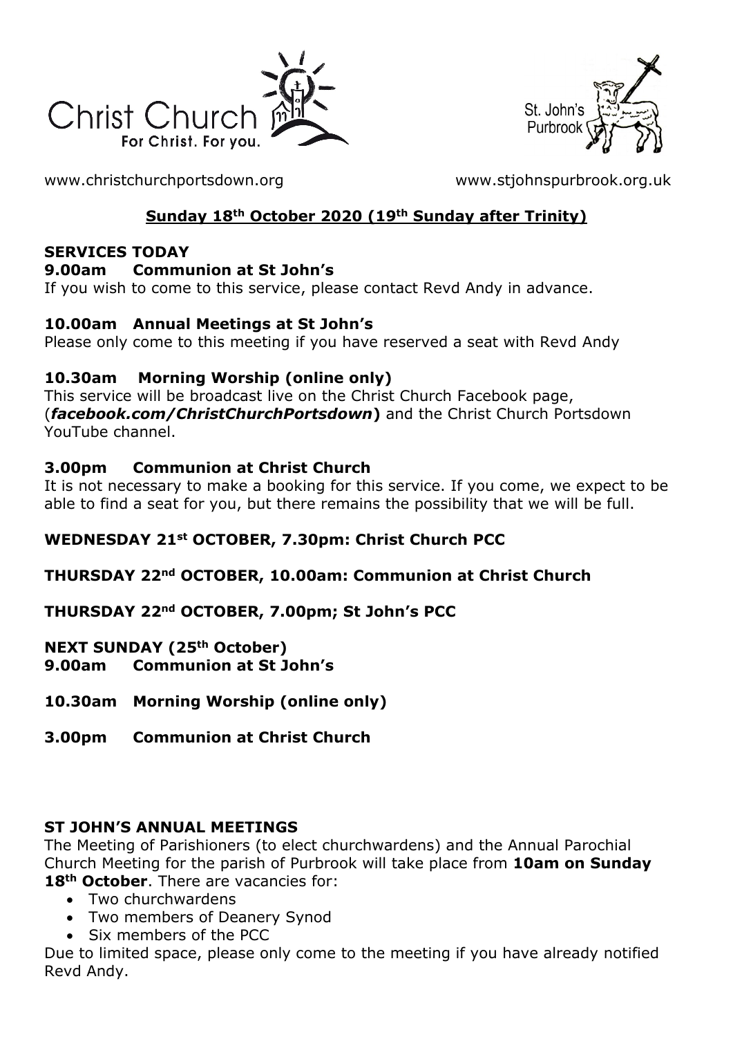Christ Church
For Christ. For you.

St. John's Purbrook

www.christchurchportsdown.org www.stjohnspurbrook.org.uk

## Sunday 18th October 2020 (19th Sunday after Trinity)

**SERVICES TODAY**

**9.00am Communion at St John's**

If you wish to come to this service, please contact Revd Andy in advance.

**10.00am Annual Meetings at St John's**

Please only come to this meeting if you have reserved a seat with Revd Andy

**10.30am Morning Worship (online only)**

This service will be broadcast live on the Christ Church Facebook page, (***facebook.com/ChristChurchPortsdown***) and the Christ Church Portsdown YouTube channel.

**3.00pm Communion at Christ Church**

It is not necessary to make a booking for this service. If you come, we expect to be able to find a seat for you, but there remains the possibility that we will be full.

**WEDNESDAY 21st OCTOBER, 7.30pm: Christ Church PCC**

**THURSDAY 22nd OCTOBER, 10.00am: Communion at Christ Church**

**THURSDAY 22nd OCTOBER, 7.00pm; St John's PCC**

**NEXT SUNDAY (25th October)**

**9.00am Communion at St John's**

**10.30am Morning Worship (online only)**

**3.00pm Communion at Christ Church**

**ST JOHN'S ANNUAL MEETINGS**

The Meeting of Parishioners (to elect churchwardens) and the Annual Parochial Church Meeting for the parish of Purbrook will take place from **10am on Sunday 18th October**. There are vacancies for:

- Two churchwardens
- Two members of Deanery Synod
- Six members of the PCC

Due to limited space, please only come to the meeting if you have already notified Revd Andy.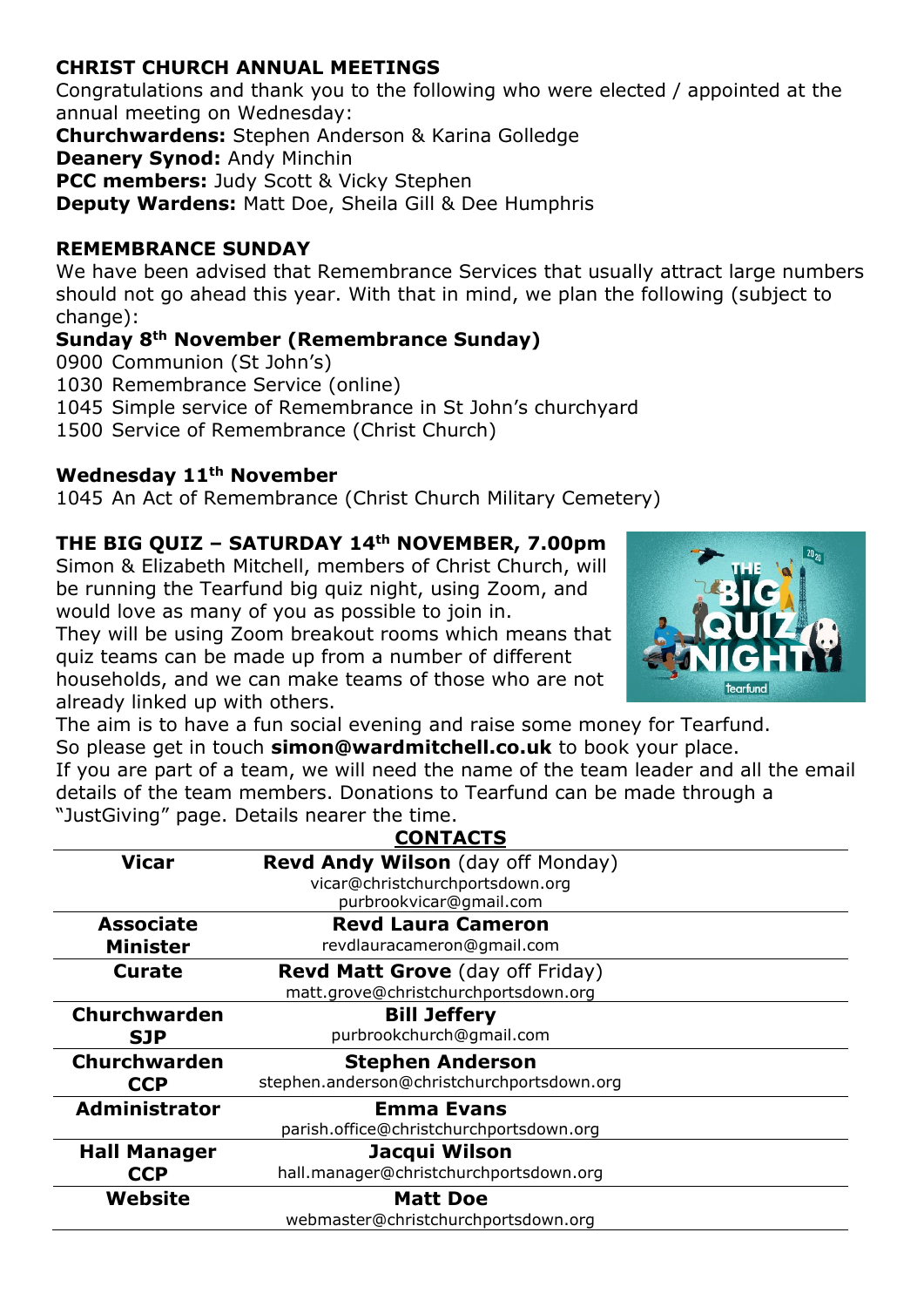## CHRIST CHURCH ANNUAL MEETINGS

Congratulations and thank you to the following who were elected / appointed at the annual meeting on Wednesday:

**Churchwardens:** Stephen Anderson & Karina Golledge
**Deanery Synod:** Andy Minchin
**PCC members:** Judy Scott & Vicky Stephen
**Deputy Wardens:** Matt Doe, Sheila Gill & Dee Humphris

## REMEMBRANCE SUNDAY

We have been advised that Remembrance Services that usually attract large numbers should not go ahead this year. With that in mind, we plan the following (subject to change):

**Sunday 8th November (Remembrance Sunday)**

0900 Communion (St John's)
1030 Remembrance Service (online)
1045 Simple service of Remembrance in St John's churchyard
1500 Service of Remembrance (Christ Church)

**Wednesday 11th November**

1045 An Act of Remembrance (Christ Church Military Cemetery)

## THE BIG QUIZ – SATURDAY 14th NOVEMBER, 7.00pm

Simon & Elizabeth Mitchell, members of Christ Church, will be running the Tearfund big quiz night, using Zoom, and would love as many of you as possible to join in.

They will be using Zoom breakout rooms which means that quiz teams can be made up from a number of different households, and we can make teams of those who are not already linked up with others.

The aim is to have a fun social evening and raise some money for Tearfund.

So please get in touch **simon@wardmitchell.co.uk** to book your place.

If you are part of a team, we will need the name of the team leader and all the email details of the team members. Donations to Tearfund can be made through a "JustGiving" page. Details nearer the time.

## CONTACTS

| | |
|---|---|
| **Vicar** | **Revd Andy Wilson** (day off Monday)<br>vicar@christchurchportsdown.org<br>purbrookvicar@gmail.com |
| **Associate Minister** | **Revd Laura Cameron**<br>revdlauracameron@gmail.com |
| **Curate** | **Revd Matt Grove** (day off Friday)<br>matt.grove@christchurchportsdown.org |
| **Churchwarden SJP** | **Bill Jeffery**<br>purbrookchurch@gmail.com |
| **Churchwarden CCP** | **Stephen Anderson**<br>stephen.anderson@christchurchportsdown.org |
| **Administrator** | **Emma Evans**<br>parish.office@christchurchportsdown.org |
| **Hall Manager CCP** | **Jacqui Wilson**<br>hall.manager@christchurchportsdown.org |
| **Website** | **Matt Doe**<br>webmaster@christchurchportsdown.org |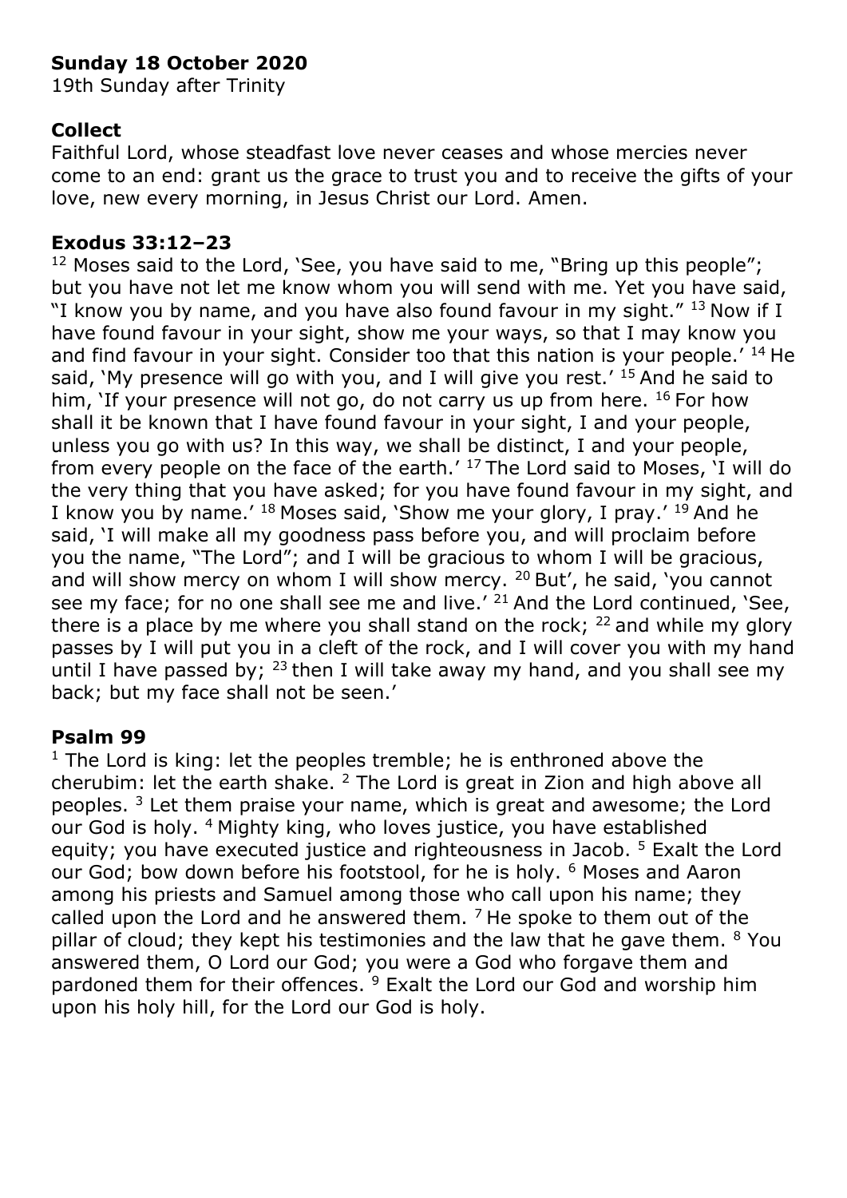**Sunday 18 October 2020**
19th Sunday after Trinity

## Collect

Faithful Lord, whose steadfast love never ceases and whose mercies never come to an end: grant us the grace to trust you and to receive the gifts of your love, new every morning, in Jesus Christ our Lord. Amen.

## Exodus 33:12–23

[12] Moses said to the Lord, 'See, you have said to me, "Bring up this people"; but you have not let me know whom you will send with me. Yet you have said, "I know you by name, and you have also found favour in my sight." [13] Now if I have found favour in your sight, show me your ways, so that I may know you and find favour in your sight. Consider too that this nation is your people.' [14] He said, 'My presence will go with you, and I will give you rest.' [15] And he said to him, 'If your presence will not go, do not carry us up from here. [16] For how shall it be known that I have found favour in your sight, I and your people, unless you go with us? In this way, we shall be distinct, I and your people, from every people on the face of the earth.' [17] The Lord said to Moses, 'I will do the very thing that you have asked; for you have found favour in my sight, and I know you by name.' [18] Moses said, 'Show me your glory, I pray.' [19] And he said, 'I will make all my goodness pass before you, and will proclaim before you the name, "The Lord"; and I will be gracious to whom I will be gracious, and will show mercy on whom I will show mercy. [20] But', he said, 'you cannot see my face; for no one shall see me and live.' [21] And the Lord continued, 'See, there is a place by me where you shall stand on the rock; [22] and while my glory passes by I will put you in a cleft of the rock, and I will cover you with my hand until I have passed by; [23] then I will take away my hand, and you shall see my back; but my face shall not be seen.'

## Psalm 99

[1] The Lord is king: let the peoples tremble; he is enthroned above the cherubim: let the earth shake. [2] The Lord is great in Zion and high above all peoples. [3] Let them praise your name, which is great and awesome; the Lord our God is holy. [4] Mighty king, who loves justice, you have established equity; you have executed justice and righteousness in Jacob. [5] Exalt the Lord our God; bow down before his footstool, for he is holy. [6] Moses and Aaron among his priests and Samuel among those who call upon his name; they called upon the Lord and he answered them. [7] He spoke to them out of the pillar of cloud; they kept his testimonies and the law that he gave them. [8] You answered them, O Lord our God; you were a God who forgave them and pardoned them for their offences. [9] Exalt the Lord our God and worship him upon his holy hill, for the Lord our God is holy.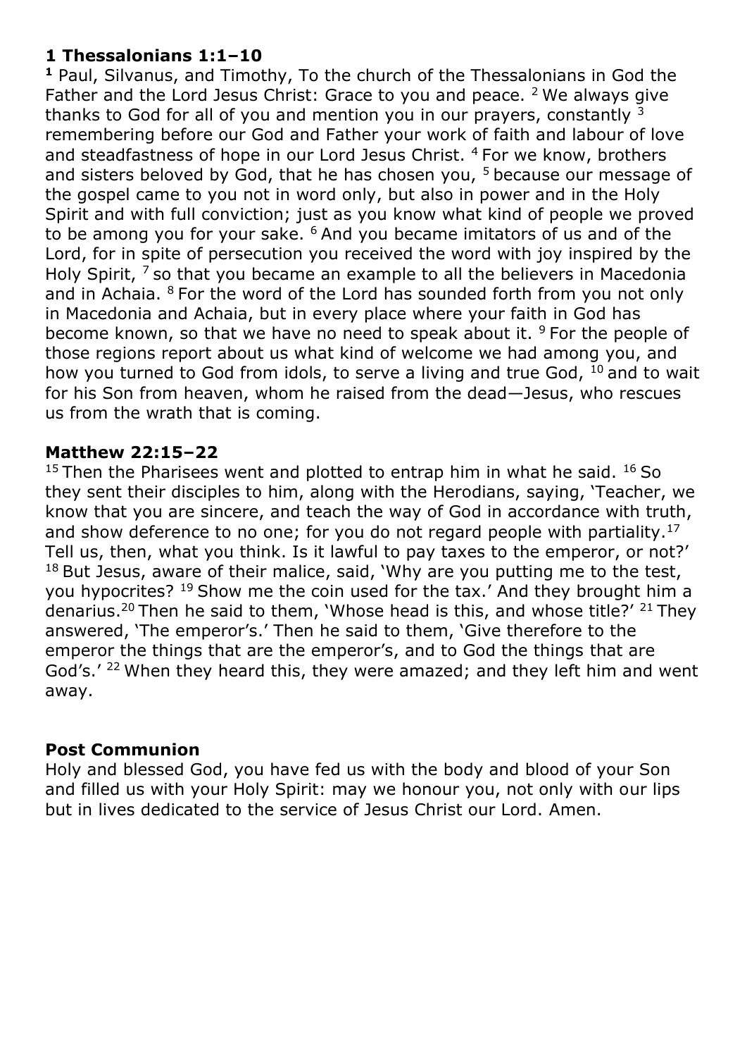**1 Thessalonians 1:1–10**

**1** Paul, Silvanus, and Timothy, To the church of the Thessalonians in God the Father and the Lord Jesus Christ: Grace to you and peace. 2 We always give thanks to God for all of you and mention you in our prayers, constantly 3 remembering before our God and Father your work of faith and labour of love and steadfastness of hope in our Lord Jesus Christ. 4 For we know, brothers and sisters beloved by God, that he has chosen you, 5 because our message of the gospel came to you not in word only, but also in power and in the Holy Spirit and with full conviction; just as you know what kind of people we proved to be among you for your sake. 6 And you became imitators of us and of the Lord, for in spite of persecution you received the word with joy inspired by the Holy Spirit, 7 so that you became an example to all the believers in Macedonia and in Achaia. 8 For the word of the Lord has sounded forth from you not only in Macedonia and Achaia, but in every place where your faith in God has become known, so that we have no need to speak about it. 9 For the people of those regions report about us what kind of welcome we had among you, and how you turned to God from idols, to serve a living and true God, 10 and to wait for his Son from heaven, whom he raised from the dead—Jesus, who rescues us from the wrath that is coming.

**Matthew 22:15–22**

15 Then the Pharisees went and plotted to entrap him in what he said. 16 So they sent their disciples to him, along with the Herodians, saying, 'Teacher, we know that you are sincere, and teach the way of God in accordance with truth, and show deference to no one; for you do not regard people with partiality.17 Tell us, then, what you think. Is it lawful to pay taxes to the emperor, or not?' 18 But Jesus, aware of their malice, said, 'Why are you putting me to the test, you hypocrites? 19 Show me the coin used for the tax.' And they brought him a denarius.20 Then he said to them, 'Whose head is this, and whose title?' 21 They answered, 'The emperor's.' Then he said to them, 'Give therefore to the emperor the things that are the emperor's, and to God the things that are God's.' 22 When they heard this, they were amazed; and they left him and went away.

**Post Communion**

Holy and blessed God, you have fed us with the body and blood of your Son and filled us with your Holy Spirit: may we honour you, not only with our lips but in lives dedicated to the service of Jesus Christ our Lord. Amen.